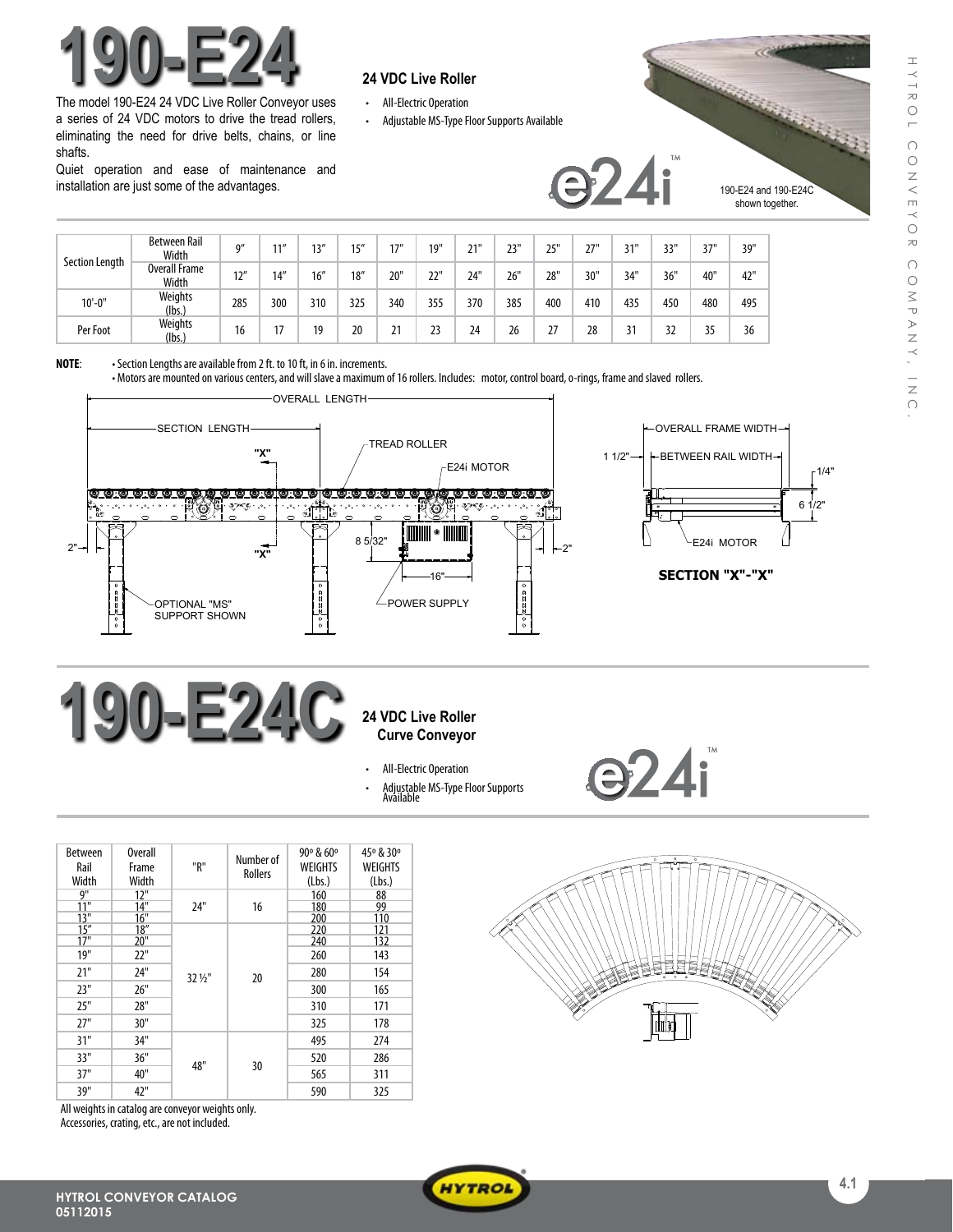# 190-E24

The model 190-E24 24 VDC Live Roller Conveyor uses a series of 24 VDC motors to drive the tread rollers, eliminating the need for drive belts, chains, or line shafts.

Quiet operation and ease of maintenance and installation are just some of the advantages.

## 24 VDC Live Roller

- All-Electric Operation
- Adjustable MS-Type Floor Supports Available

190-E24 and 190-E24C shown together.

| Section Length | Between Rail Width | 9" | 11" | 13" | 15" | 17" | 19" | 21" | 23" | 25" | 27" | 31" | 33" | 37" | 39" |
|---|---|---|---|---|---|---|---|---|---|---|---|---|---|---|---|
| | Overall Frame Width | 12" | 14" | 16" | 18" | 20" | 22" | 24" | 26" | 28" | 30" | 34" | 36" | 40" | 42" |
| 10'-0" | Weights (lbs.) | 285 | 300 | 310 | 325 | 340 | 355 | 370 | 385 | 400 | 410 | 435 | 450 | 480 | 495 |
| Per Foot | Weights (lbs.) | 16 | 17 | 19 | 20 | 21 | 23 | 24 | 26 | 27 | 28 | 31 | 32 | 35 | 36 |

**NOTE**:
- Section Lengths are available from 2 ft. to 10 ft, in 6 in. increments.
- Motors are mounted on various centers, and will slave a maximum of 16 rollers. Includes: motor, control board, o-rings, frame and slaved rollers.

# 190-E24C

## 24 VDC Live Roller Curve Conveyor

- All-Electric Operation
- Adjustable MS-Type Floor Supports Available

| Between Rail Width | Overall Frame Width | "R" | Number of Rollers | 90° & 60° WEIGHTS (Lbs.) | 45° & 30° WEIGHTS (Lbs.) |
|---|---|---|---|---|---|
| 9" | 12" | 24" | 16 | 160 | 88 |
| 11" | 14" | | | 180 | 99 |
| 13" | 16" | | | 200 | 110 |
| 15" | 18" | 32 ½" | 20 | 220 | 121 |
| 17" | 20" | | | 240 | 132 |
| 19" | 22" | | | 260 | 143 |
| 21" | 24" | | | 280 | 154 |
| 23" | 26" | | | 300 | 165 |
| 25" | 28" | | | 310 | 171 |
| 27" | 30" | | | 325 | 178 |
| 31" | 34" | 48" | 30 | 495 | 274 |
| 33" | 36" | | | 520 | 286 |
| 37" | 40" | | | 565 | 311 |
| 39" | 42" | | | 590 | 325 |

All weights in catalog are conveyor weights only.
Accessories, crating, etc., are not included.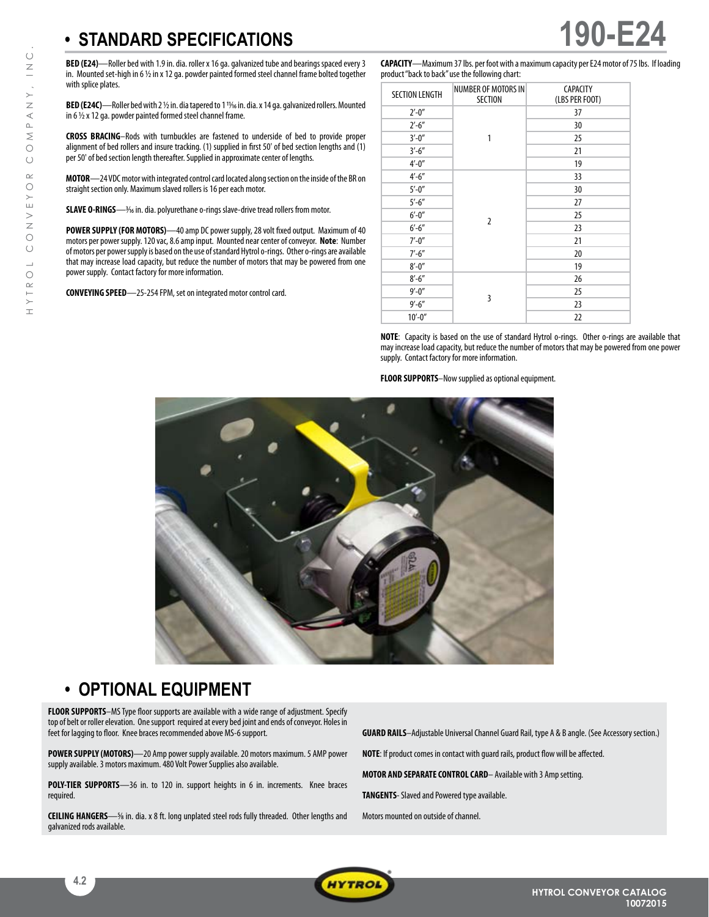# • STANDARD SPECIFICATIONS

# 190-E24

**BED (E24)**—Roller bed with 1.9 in. dia. roller x 16 ga. galvanized tube and bearings spaced every 3 in. Mounted set-high in 6 ½ in x 12 ga. powder painted formed steel channel frame bolted together with splice plates.

**BED (E24C)**—Roller bed with 2 ½ in. dia tapered to 1 ¹¹⁄₁₆ in. dia. x 14 ga. galvanized rollers. Mounted in 6 ½ x 12 ga. powder painted formed steel channel frame.

**CROSS BRACING**–Rods with turnbuckles are fastened to underside of bed to provide proper alignment of bed rollers and insure tracking. (1) supplied in first 50' of bed section lengths and (1) per 50' of bed section length thereafter. Supplied in approximate center of lengths.

**MOTOR**—24 VDC motor with integrated control card located along section on the inside of the BR on straight section only. Maximum slaved rollers is 16 per each motor.

**SLAVE O-RINGS**—³⁄₁₆ in. dia. polyurethane o-rings slave-drive tread rollers from motor.

**POWER SUPPLY (FOR MOTORS)**—40 amp DC power supply, 28 volt fixed output. Maximum of 40 motors per power supply. 120 vac, 8.6 amp input. Mounted near center of conveyor. **Note**: Number of motors per power supply is based on the use of standard Hytrol o-rings. Other o-rings are available that may increase load capacity, but reduce the number of motors that may be powered from one power supply. Contact factory for more information.

**CONVEYING SPEED**—25-254 FPM, set on integrated motor control card.

**CAPACITY**—Maximum 37 lbs. per foot with a maximum capacity per E24 motor of 75 lbs. If loading product "back to back" use the following chart:

| SECTION LENGTH | NUMBER OF MOTORS IN SECTION | CAPACITY (LBS PER FOOT) |
|---|---|---|
| 2'-0" | 1 | 37 |
| 2'-6" | | 30 |
| 3'-0" | | 25 |
| 3'-6" | | 21 |
| 4'-0" | | 19 |
| 4'-6" | 2 | 33 |
| 5'-0" | | 30 |
| 5'-6" | | 27 |
| 6'-0" | | 25 |
| 6'-6" | | 23 |
| 7'-0" | | 21 |
| 7'-6" | | 20 |
| 8'-0" | | 19 |
| 8'-6" | 3 | 26 |
| 9'-0" | | 25 |
| 9'-6" | | 23 |
| 10'-0" | | 22 |

**NOTE**: Capacity is based on the use of standard Hytrol o-rings. Other o-rings are available that may increase load capacity, but reduce the number of motors that may be powered from one power supply. Contact factory for more information.

**FLOOR SUPPORTS**–Now supplied as optional equipment.

# • OPTIONAL EQUIPMENT

**FLOOR SUPPORTS**–MS Type floor supports are available with a wide range of adjustment. Specify top of belt or roller elevation. One support required at every bed joint and ends of conveyor. Holes in feet for lagging to floor. Knee braces recommended above MS-6 support.

**POWER SUPPLY (MOTORS)**—20 Amp power supply available. 20 motors maximum. 5 AMP power supply available. 3 motors maximum. 480 Volt Power Supplies also available.

**POLY-TIER SUPPORTS**—36 in. to 120 in. support heights in 6 in. increments. Knee braces required.

**CEILING HANGERS**—⅝ in. dia. x 8 ft. long unplated steel rods fully threaded. Other lengths and galvanized rods available.

**GUARD RAILS**–Adjustable Universal Channel Guard Rail, type A & B angle. (See Accessory section.)

**NOTE**: If product comes in contact with guard rails, product flow will be affected.

**MOTOR AND SEPARATE CONTROL CARD**– Available with 3 Amp setting.

**TANGENTS**- Slaved and Powered type available.

Motors mounted on outside of channel.